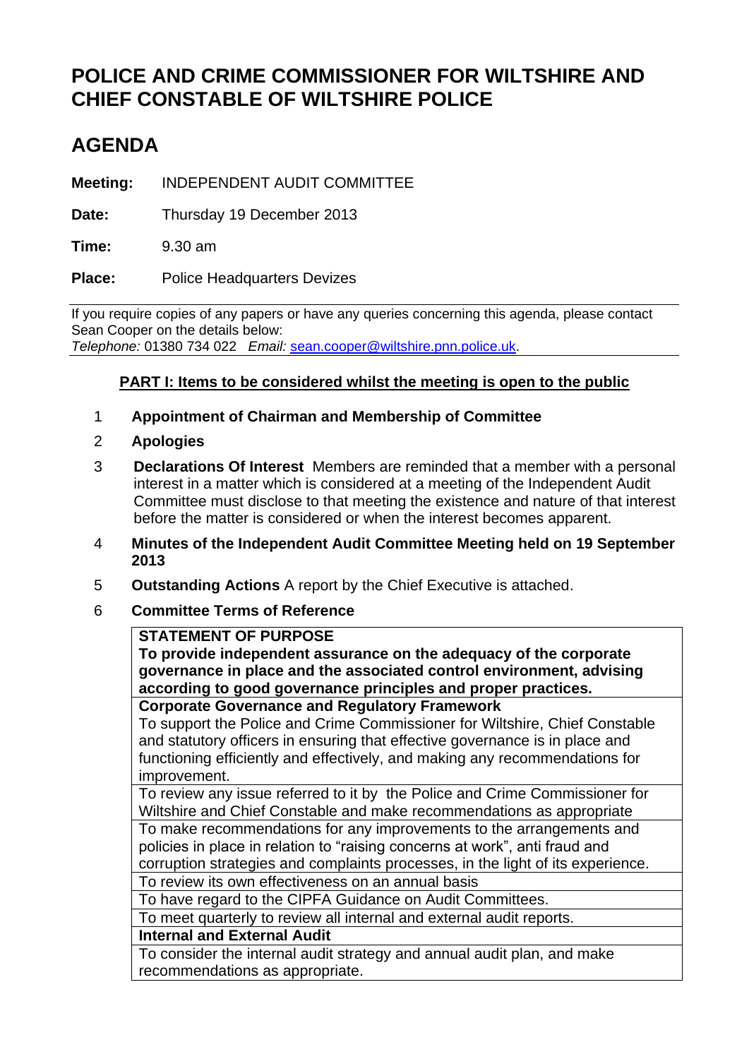# POLICE AND CRIME COMMISSIONER FOR WILTSHIRE AND CHIEF CONSTABLE OF WILTSHIRE POLICE

# AGENDA

**Meeting:** INDEPENDENT AUDIT COMMITTEE

**Date:** Thursday 19 December 2013

**Time:** 9.30 am

**Place:** Police Headquarters Devizes

If you require copies of any papers or have any queries concerning this agenda, please contact Sean Cooper on the details below:
*Telephone:* 01380 734 022 *Email:* sean.cooper@wiltshire.pnn.police.uk.

**PART I: Items to be considered whilst the meeting is open to the public**

1 **Appointment of Chairman and Membership of Committee**

2 **Apologies**

3 **Declarations Of Interest** Members are reminded that a member with a personal interest in a matter which is considered at a meeting of the Independent Audit Committee must disclose to that meeting the existence and nature of that interest before the matter is considered or when the interest becomes apparent.

4 **Minutes of the Independent Audit Committee Meeting held on 19 September 2013**

5 **Outstanding Actions** A report by the Chief Executive is attached.

6 **Committee Terms of Reference**

| **STATEMENT OF PURPOSE**<br>**To provide independent assurance on the adequacy of the corporate governance in place and the associated control environment, advising according to good governance principles and proper practices.** |
|---|
| **Corporate Governance and Regulatory Framework**<br>To support the Police and Crime Commissioner for Wiltshire, Chief Constable and statutory officers in ensuring that effective governance is in place and functioning efficiently and effectively, and making any recommendations for improvement. |
| To review any issue referred to it by the Police and Crime Commissioner for Wiltshire and Chief Constable and make recommendations as appropriate |
| To make recommendations for any improvements to the arrangements and policies in place in relation to "raising concerns at work", anti fraud and corruption strategies and complaints processes, in the light of its experience. |
| To review its own effectiveness on an annual basis |
| To have regard to the CIPFA Guidance on Audit Committees. |
| To meet quarterly to review all internal and external audit reports. |
| **Internal and External Audit** |
| To consider the internal audit strategy and annual audit plan, and make recommendations as appropriate. |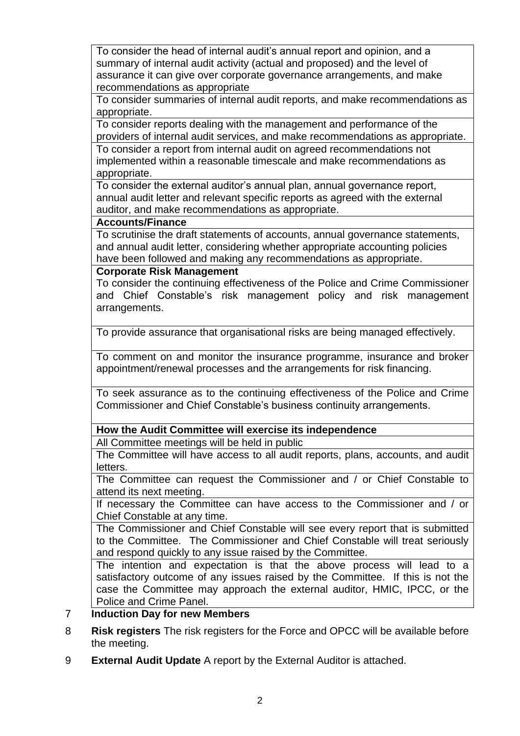| To consider the head of internal audit's annual report and opinion, and a summary of internal audit activity (actual and proposed) and the level of assurance it can give over corporate governance arrangements, and make recommendations as appropriate |
|---|
| To consider summaries of internal audit reports, and make recommendations as appropriate. |
| To consider reports dealing with the management and performance of the providers of internal audit services, and make recommendations as appropriate. |
| To consider a report from internal audit on agreed recommendations not implemented within a reasonable timescale and make recommendations as appropriate. |
| To consider the external auditor's annual plan, annual governance report, annual audit letter and relevant specific reports as agreed with the external auditor, and make recommendations as appropriate. |
| **Accounts/Finance** |
| To scrutinise the draft statements of accounts, annual governance statements, and annual audit letter, considering whether appropriate accounting policies have been followed and making any recommendations as appropriate. |
| **Corporate Risk Management** To consider the continuing effectiveness of the Police and Crime Commissioner and Chief Constable's risk management policy and risk management arrangements. |
| To provide assurance that organisational risks are being managed effectively. |
| To comment on and monitor the insurance programme, insurance and broker appointment/renewal processes and the arrangements for risk financing. |
| To seek assurance as to the continuing effectiveness of the Police and Crime Commissioner and Chief Constable's business continuity arrangements. |
| **How the Audit Committee will exercise its independence** |
| All Committee meetings will be held in public |
| The Committee will have access to all audit reports, plans, accounts, and audit letters. |
| The Committee can request the Commissioner and / or Chief Constable to attend its next meeting. |
| If necessary the Committee can have access to the Commissioner and / or Chief Constable at any time. |
| The Commissioner and Chief Constable will see every report that is submitted to the Committee. The Commissioner and Chief Constable will treat seriously and respond quickly to any issue raised by the Committee. |
| The intention and expectation is that the above process will lead to a satisfactory outcome of any issues raised by the Committee. If this is not the case the Committee may approach the external auditor, HMIC, IPCC, or the Police and Crime Panel. |

7 **Induction Day for new Members**

8 **Risk registers** The risk registers for the Force and OPCC will be available before the meeting.

9 **External Audit Update** A report by the External Auditor is attached.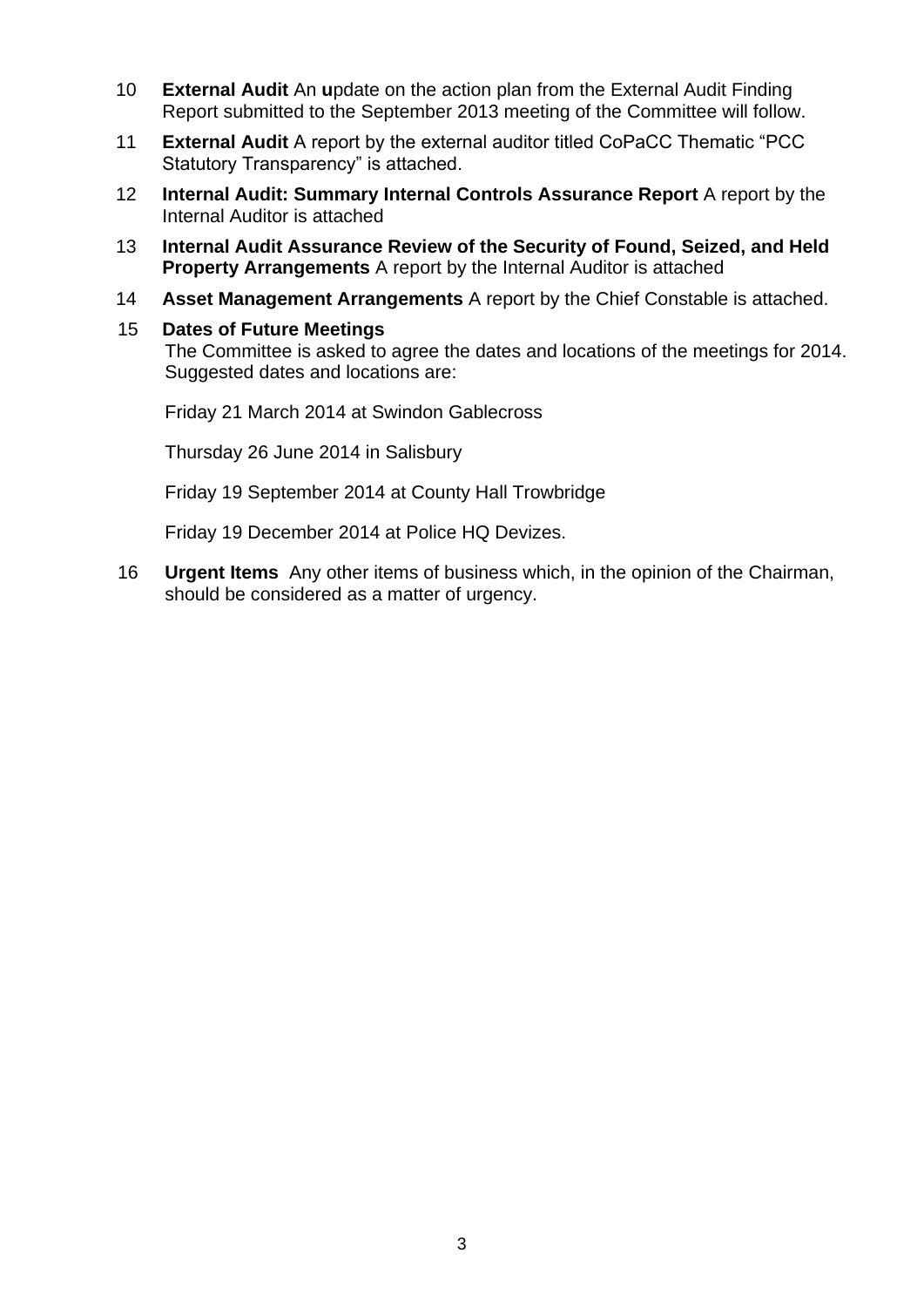10 **External Audit** An **u**pdate on the action plan from the External Audit Finding Report submitted to the September 2013 meeting of the Committee will follow.

11 **External Audit** A report by the external auditor titled CoPaCC Thematic "PCC Statutory Transparency" is attached.

12 **Internal Audit: Summary Internal Controls Assurance Report** A report by the Internal Auditor is attached

13 **Internal Audit Assurance Review of the Security of Found, Seized, and Held Property Arrangements** A report by the Internal Auditor is attached

14 **Asset Management Arrangements** A report by the Chief Constable is attached.

15 **Dates of Future Meetings**
The Committee is asked to agree the dates and locations of the meetings for 2014. Suggested dates and locations are:

Friday 21 March 2014 at Swindon Gablecross

Thursday 26 June 2014 in Salisbury

Friday 19 September 2014 at County Hall Trowbridge

Friday 19 December 2014 at Police HQ Devizes.

16 **Urgent Items** Any other items of business which, in the opinion of the Chairman, should be considered as a matter of urgency.